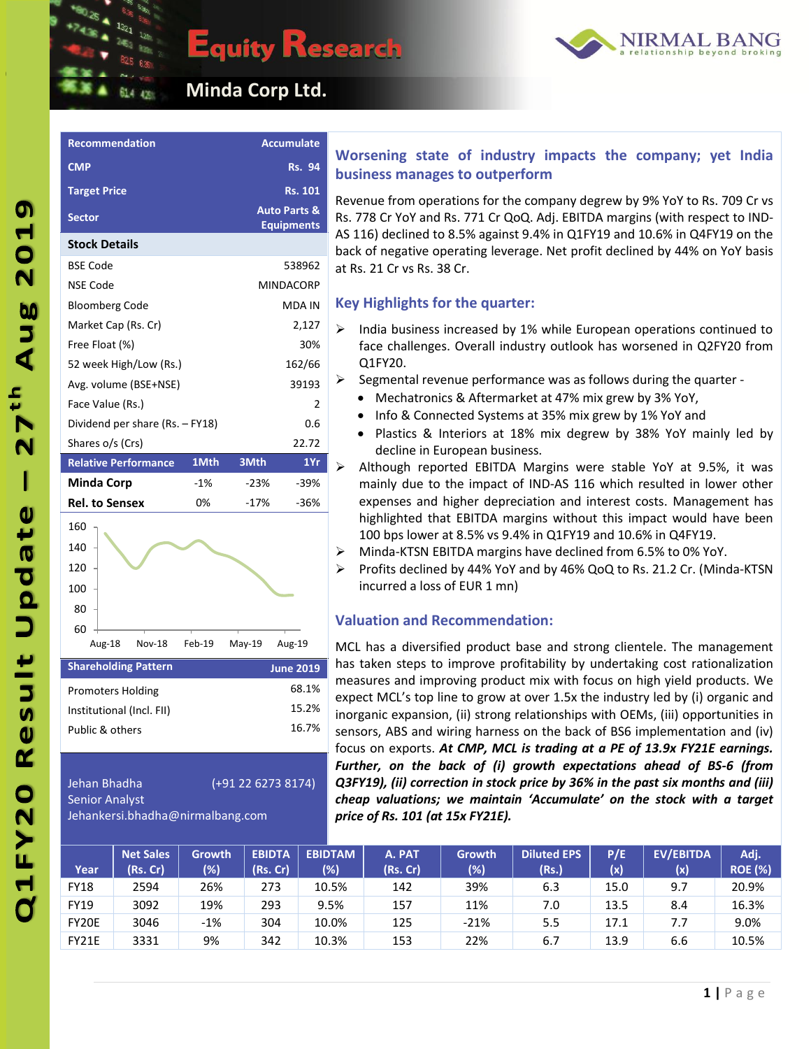# Equity Research

## Minda Corp Ltd.

Q1FY20 Result Update – 27th Aug 2019

| Recommendation | Accumulate |
|---|---|
| CMP | Rs. 94 |
| Target Price | Rs. 101 |
| Sector | Auto Parts & Equipments |

**Stock Details**

| | |
|---|---|
| BSE Code | 538962 |
| NSE Code | MINDACORP |
| Bloomberg Code | MDA IN |
| Market Cap (Rs. Cr) | 2,127 |
| Free Float (%) | 30% |
| 52 week High/Low (Rs.) | 162/66 |
| Avg. volume (BSE+NSE) | 39193 |
| Face Value (Rs.) | 2 |
| Dividend per share (Rs. – FY18) | 0.6 |
| Shares o/s (Crs) | 22.72 |

| Relative Performance | 1Mth | 3Mth | 1Yr |
|---|---|---|---|
| Minda Corp | -1% | -23% | -39% |
| Rel. to Sensex | 0% | -17% | -36% |

| Shareholding Pattern | June 2019 |
|---|---|
| Promoters Holding | 68.1% |
| Institutional (Incl. FII) | 15.2% |
| Public & others | 16.7% |

Jehan Bhadha (+91 22 6273 8174)
Senior Analyst
Jehankersi.bhadha@nirmalbang.com

## Worsening state of industry impacts the company; yet India business manages to outperform

Revenue from operations for the company degrew by 9% YoY to Rs. 709 Cr vs Rs. 778 Cr YoY and Rs. 771 Cr QoQ. Adj. EBITDA margins (with respect to IND-AS 116) declined to 8.5% against 9.4% in Q1FY19 and 10.6% in Q4FY19 on the back of negative operating leverage. Net profit declined by 44% on YoY basis at Rs. 21 Cr vs Rs. 38 Cr.

### Key Highlights for the quarter:

- India business increased by 1% while European operations continued to face challenges. Overall industry outlook has worsened in Q2FY20 from Q1FY20.
- Segmental revenue performance was as follows during the quarter -
  - Mechatronics & Aftermarket at 47% mix grew by 3% YoY,
  - Info & Connected Systems at 35% mix grew by 1% YoY and
  - Plastics & Interiors at 18% mix degrew by 38% YoY mainly led by decline in European business.
- Although reported EBITDA Margins were stable YoY at 9.5%, it was mainly due to the impact of IND-AS 116 which resulted in lower other expenses and higher depreciation and interest costs. Management has highlighted that EBITDA margins without this impact would have been 100 bps lower at 8.5% vs 9.4% in Q1FY19 and 10.6% in Q4FY19.
- Minda-KTSN EBITDA margins have declined from 6.5% to 0% YoY.
- Profits declined by 44% YoY and by 46% QoQ to Rs. 21.2 Cr. (Minda-KTSN incurred a loss of EUR 1 mn)

### Valuation and Recommendation:

MCL has a diversified product base and strong clientele. The management has taken steps to improve profitability by undertaking cost rationalization measures and improving product mix with focus on high yield products. We expect MCL's top line to grow at over 1.5x the industry led by (i) organic and inorganic expansion, (ii) strong relationships with OEMs, (iii) opportunities in sensors, ABS and wiring harness on the back of BS6 implementation and (iv) focus on exports. ***At CMP, MCL is trading at a PE of 13.9x FY21E earnings. Further, on the back of (i) growth expectations ahead of BS-6 (from Q3FY19), (ii) correction in stock price by 36% in the past six months and (iii) cheap valuations; we maintain 'Accumulate' on the stock with a target price of Rs. 101 (at 15x FY21E).***

| Year | Net Sales (Rs. Cr) | Growth (%) | EBIDTA (Rs. Cr) | EBIDTAM (%) | A. PAT (Rs. Cr) | Growth (%) | Diluted EPS (Rs.) | P/E (x) | EV/EBITDA (x) | Adj. ROE (%) |
|---|---|---|---|---|---|---|---|---|---|---|
| FY18 | 2594 | 26% | 273 | 10.5% | 142 | 39% | 6.3 | 15.0 | 9.7 | 20.9% |
| FY19 | 3092 | 19% | 293 | 9.5% | 157 | 11% | 7.0 | 13.5 | 8.4 | 16.3% |
| FY20E | 3046 | -1% | 304 | 10.0% | 125 | -21% | 5.5 | 17.1 | 7.7 | 9.0% |
| FY21E | 3331 | 9% | 342 | 10.3% | 153 | 22% | 6.7 | 13.9 | 6.6 | 10.5% |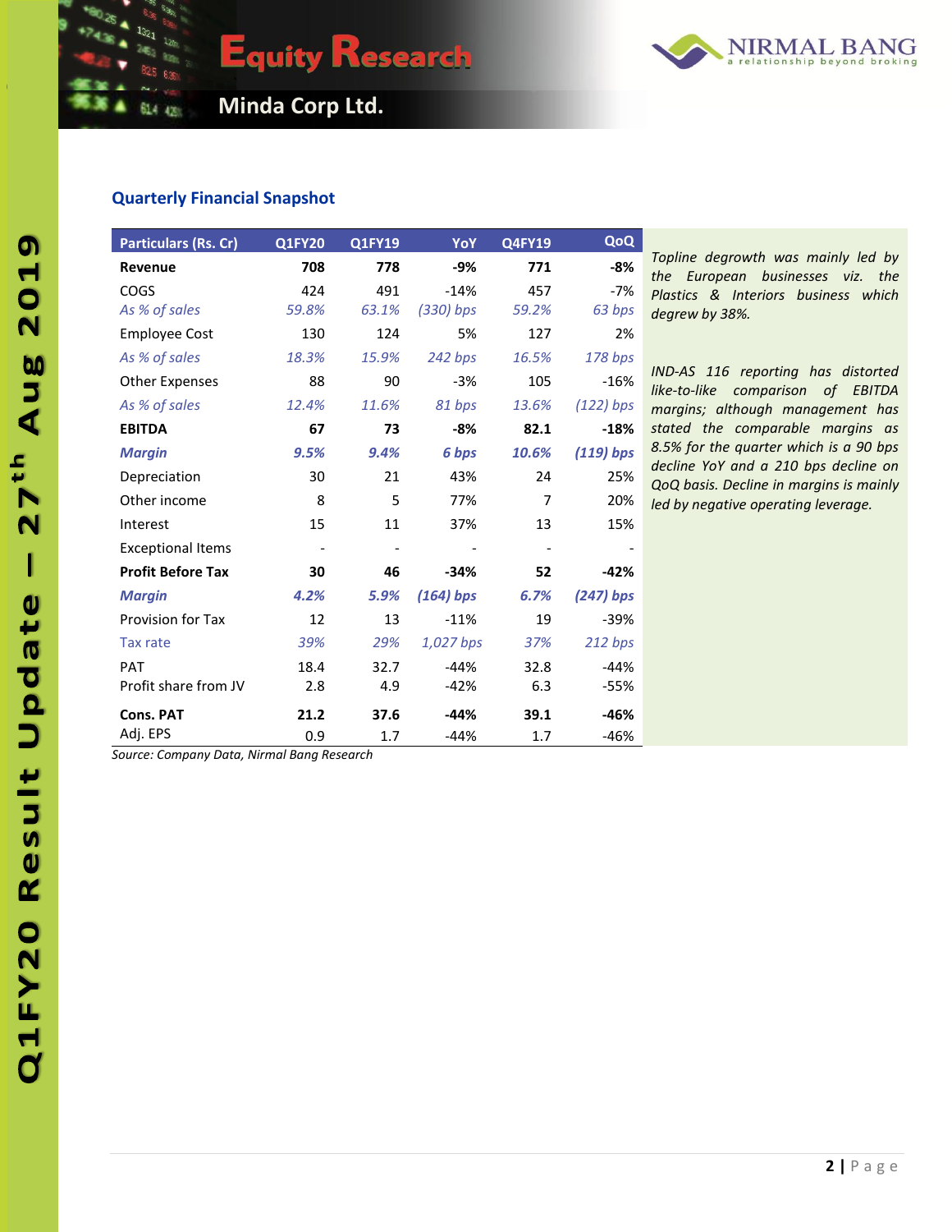## Quarterly Financial Snapshot

| Particulars (Rs. Cr) | Q1FY20 | Q1FY19 | YoY | Q4FY19 | QoQ |
|---|---|---|---|---|---|
| **Revenue** | **708** | **778** | **-9%** | **771** | **-8%** |
| COGS | 424 | 491 | -14% | 457 | -7% |
| *As % of sales* | *59.8%* | *63.1%* | *(330) bps* | *59.2%* | *63 bps* |
| Employee Cost | 130 | 124 | 5% | 127 | 2% |
| *As % of sales* | *18.3%* | *15.9%* | *242 bps* | *16.5%* | *178 bps* |
| Other Expenses | 88 | 90 | -3% | 105 | -16% |
| *As % of sales* | *12.4%* | *11.6%* | *81 bps* | *13.6%* | *(122) bps* |
| **EBITDA** | **67** | **73** | **-8%** | **82.1** | **-18%** |
| ***Margin*** | ***9.5%*** | ***9.4%*** | ***6 bps*** | ***10.6%*** | ***(119) bps*** |
| Depreciation | 30 | 21 | 43% | 24 | 25% |
| Other income | 8 | 5 | 77% | 7 | 20% |
| Interest | 15 | 11 | 37% | 13 | 15% |
| Exceptional Items | - | - | - | - | - |
| **Profit Before Tax** | **30** | **46** | **-34%** | **52** | **-42%** |
| ***Margin*** | ***4.2%*** | ***5.9%*** | ***(164) bps*** | ***6.7%*** | ***(247) bps*** |
| Provision for Tax | 12 | 13 | -11% | 19 | -39% |
| Tax rate | *39%* | *29%* | *1,027 bps* | *37%* | *212 bps* |
| PAT | 18.4 | 32.7 | -44% | 32.8 | -44% |
| Profit share from JV | 2.8 | 4.9 | -42% | 6.3 | -55% |
| **Cons. PAT** | **21.2** | **37.6** | **-44%** | **39.1** | **-46%** |
| Adj. EPS | 0.9 | 1.7 | -44% | 1.7 | -46% |

*Source: Company Data, Nirmal Bang Research*

*Topline degrowth was mainly led by the European businesses viz. the Plastics & Interiors business which degrew by 38%.*

*IND-AS 116 reporting has distorted like-to-like comparison of EBITDA margins; although management has stated the comparable margins as 8.5% for the quarter which is a 90 bps decline YoY and a 210 bps decline on QoQ basis. Decline in margins is mainly led by negative operating leverage.*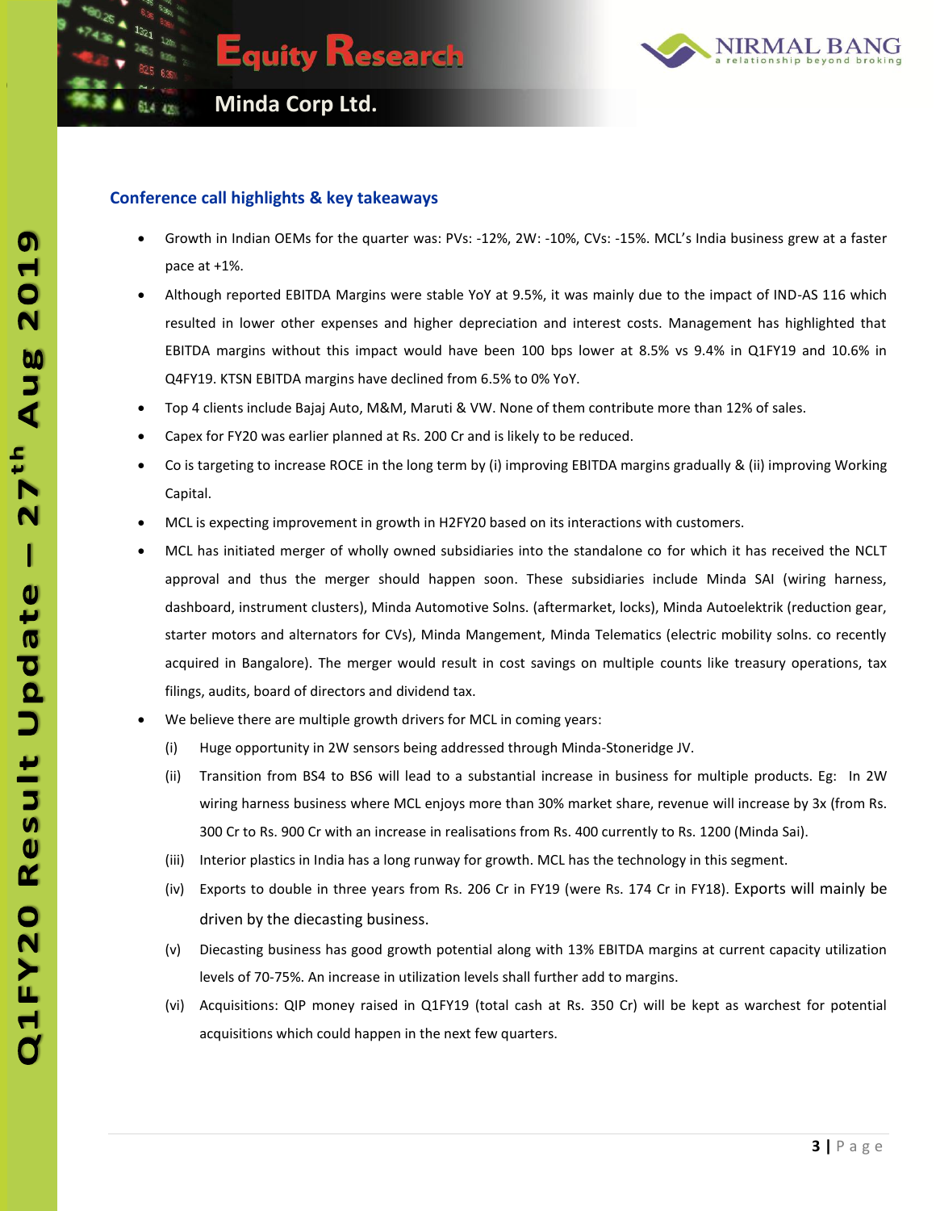## Conference call highlights & key takeaways

- Growth in Indian OEMs for the quarter was: PVs: -12%, 2W: -10%, CVs: -15%. MCL's India business grew at a faster pace at +1%.
- Although reported EBITDA Margins were stable YoY at 9.5%, it was mainly due to the impact of IND-AS 116 which resulted in lower other expenses and higher depreciation and interest costs. Management has highlighted that EBITDA margins without this impact would have been 100 bps lower at 8.5% vs 9.4% in Q1FY19 and 10.6% in Q4FY19. KTSN EBITDA margins have declined from 6.5% to 0% YoY.
- Top 4 clients include Bajaj Auto, M&M, Maruti & VW. None of them contribute more than 12% of sales.
- Capex for FY20 was earlier planned at Rs. 200 Cr and is likely to be reduced.
- Co is targeting to increase ROCE in the long term by (i) improving EBITDA margins gradually & (ii) improving Working Capital.
- MCL is expecting improvement in growth in H2FY20 based on its interactions with customers.
- MCL has initiated merger of wholly owned subsidiaries into the standalone co for which it has received the NCLT approval and thus the merger should happen soon. These subsidiaries include Minda SAI (wiring harness, dashboard, instrument clusters), Minda Automotive Solns. (aftermarket, locks), Minda Autoelektrik (reduction gear, starter motors and alternators for CVs), Minda Mangement, Minda Telematics (electric mobility solns. co recently acquired in Bangalore). The merger would result in cost savings on multiple counts like treasury operations, tax filings, audits, board of directors and dividend tax.
- We believe there are multiple growth drivers for MCL in coming years:
  - (i) Huge opportunity in 2W sensors being addressed through Minda-Stoneridge JV.
  - (ii) Transition from BS4 to BS6 will lead to a substantial increase in business for multiple products. Eg: In 2W wiring harness business where MCL enjoys more than 30% market share, revenue will increase by 3x (from Rs. 300 Cr to Rs. 900 Cr with an increase in realisations from Rs. 400 currently to Rs. 1200 (Minda Sai).
  - (iii) Interior plastics in India has a long runway for growth. MCL has the technology in this segment.
  - (iv) Exports to double in three years from Rs. 206 Cr in FY19 (were Rs. 174 Cr in FY18). Exports will mainly be driven by the diecasting business.
  - (v) Diecasting business has good growth potential along with 13% EBITDA margins at current capacity utilization levels of 70-75%. An increase in utilization levels shall further add to margins.
  - (vi) Acquisitions: QIP money raised in Q1FY19 (total cash at Rs. 350 Cr) will be kept as warchest for potential acquisitions which could happen in the next few quarters.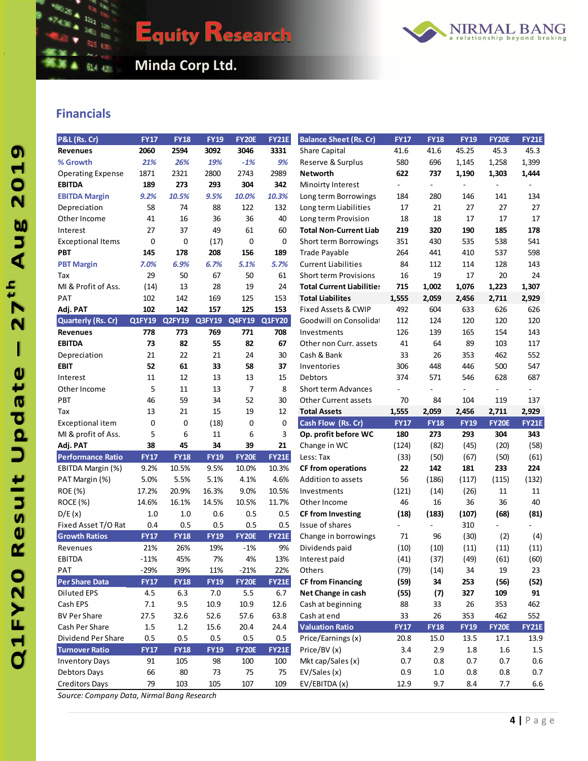# Minda Corp Ltd.

## Financials

| P&L (Rs. Cr) | FY17 | FY18 | FY19 | FY20E | FY21E |
|---|---|---|---|---|---|
| **Revenues** | **2060** | **2594** | **3092** | **3046** | **3331** |
| *% Growth* | *21%* | *26%* | *19%* | *-1%* | *9%* |
| Operating Expense | 1871 | 2321 | 2800 | 2743 | 2989 |
| **EBITDA** | **189** | **273** | **293** | **304** | **342** |
| *EBITDA Margin* | *9.2%* | *10.5%* | *9.5%* | *10.0%* | *10.3%* |
| Depreciation | 58 | 74 | 88 | 122 | 132 |
| Other Income | 41 | 16 | 36 | 36 | 40 |
| Interest | 27 | 37 | 49 | 61 | 60 |
| Exceptional Items | 0 | 0 | (17) | 0 | 0 |
| **PBT** | **145** | **178** | **208** | **156** | **189** |
| *PBT Margin* | *7.0%* | *6.9%* | *6.7%* | *5.1%* | *5.7%* |
| Tax | 29 | 50 | 67 | 50 | 61 |
| MI & Profit of Ass. | (14) | 13 | 28 | 19 | 24 |
| PAT | 102 | 142 | 169 | 125 | 153 |
| **Adj. PAT** | **102** | **142** | **157** | **125** | **153** |

| Quarterly (Rs. Cr) | Q1FY19 | Q2FY19 | Q3FY19 | Q4FY19 | Q1FY20 |
|---|---|---|---|---|---|
| **Revenues** | **778** | **773** | **769** | **771** | **708** |
| **EBITDA** | **73** | **82** | **55** | **82** | **67** |
| Depreciation | 21 | 22 | 21 | 24 | 30 |
| **EBIT** | **52** | **61** | **33** | **58** | **37** |
| Interest | 11 | 12 | 13 | 13 | 15 |
| Other Income | 5 | 11 | 13 | 7 | 8 |
| PBT | 46 | 59 | 34 | 52 | 30 |
| Tax | 13 | 21 | 15 | 19 | 12 |
| Exceptional item | 0 | 0 | (18) | 0 | 0 |
| MI & profit of Ass. | 5 | 6 | 11 | 6 | 3 |
| **Adj. PAT** | **38** | **45** | **34** | **39** | **21** |

| Performance Ratio | FY17 | FY18 | FY19 | FY20E | FY21E |
|---|---|---|---|---|---|
| EBITDA Margin (%) | 9.2% | 10.5% | 9.5% | 10.0% | 10.3% |
| PAT Margin (%) | 5.0% | 5.5% | 5.1% | 4.1% | 4.6% |
| ROE (%) | 17.2% | 20.9% | 16.3% | 9.0% | 10.5% |
| ROCE (%) | 14.6% | 16.1% | 14.5% | 10.5% | 11.7% |
| D/E (x) | 1.0 | 1.0 | 0.6 | 0.5 | 0.5 |
| Fixed Asset T/O Rat | 0.4 | 0.5 | 0.5 | 0.5 | 0.5 |

| Growth Ratios | FY17 | FY18 | FY19 | FY20E | FY21E |
|---|---|---|---|---|---|
| Revenues | 21% | 26% | 19% | -1% | 9% |
| EBITDA | -11% | 45% | 7% | 4% | 13% |
| PAT | -29% | 39% | 11% | -21% | 22% |

| Per Share Data | FY17 | FY18 | FY19 | FY20E | FY21E |
|---|---|---|---|---|---|
| Diluted EPS | 4.5 | 6.3 | 7.0 | 5.5 | 6.7 |
| Cash EPS | 7.1 | 9.5 | 10.9 | 10.9 | 12.6 |
| BV Per Share | 27.5 | 32.6 | 52.6 | 57.6 | 63.8 |
| Cash Per Share | 1.5 | 1.2 | 15.6 | 20.4 | 24.4 |
| Dividend Per Share | 0.5 | 0.5 | 0.5 | 0.5 | 0.5 |

| Turnover Ratio | FY17 | FY18 | FY19 | FY20E | FY21E |
|---|---|---|---|---|---|
| Inventory Days | 91 | 105 | 98 | 100 | 100 |
| Debtors Days | 66 | 80 | 73 | 75 | 75 |
| Creditors Days | 79 | 103 | 105 | 107 | 109 |

| Balance Sheet (Rs. Cr) | FY17 | FY18 | FY19 | FY20E | FY21E |
|---|---|---|---|---|---|
| Share Capital | 41.6 | 41.6 | 45.25 | 45.3 | 45.3 |
| Reserve & Surplus | 580 | 696 | 1,145 | 1,258 | 1,399 |
| **Networth** | **622** | **737** | **1,190** | **1,303** | **1,444** |
| Minoirty Interest | - | - | - | - | - |
| Long term Borrowings | 184 | 280 | 146 | 141 | 134 |
| Long term Liabilities | 17 | 21 | 27 | 27 | 27 |
| Long term Provision | 18 | 18 | 17 | 17 | 17 |
| **Total Non-Current Liab** | **219** | **320** | **190** | **185** | **178** |
| Short term Borrowings | 351 | 430 | 535 | 538 | 541 |
| Trade Payable | 264 | 441 | 410 | 537 | 598 |
| Current Liabilities | 84 | 112 | 114 | 128 | 143 |
| Short term Provisions | 16 | 19 | 17 | 20 | 24 |
| **Total Current Liabilities** | **715** | **1,002** | **1,076** | **1,223** | **1,307** |
| **Total Liabilites** | **1,555** | **2,059** | **2,456** | **2,711** | **2,929** |
| Fixed Assets & CWIP | 492 | 604 | 633 | 626 | 626 |
| Goodwill on Consolidat | 112 | 124 | 120 | 120 | 120 |
| Investments | 126 | 139 | 165 | 154 | 143 |
| Other non Curr. assets | 41 | 64 | 89 | 103 | 117 |
| Cash & Bank | 33 | 26 | 353 | 462 | 552 |
| Inventories | 306 | 448 | 446 | 500 | 547 |
| Debtors | 374 | 571 | 546 | 628 | 687 |
| Short term Advances | - | - | - | - | - |
| Other Current assets | 70 | 84 | 104 | 119 | 137 |
| **Total Assets** | **1,555** | **2,059** | **2,456** | **2,711** | **2,929** |

| Cash Flow (Rs. Cr) | FY17 | FY18 | FY19 | FY20E | FY21E |
|---|---|---|---|---|---|
| **Op. profit before WC** | **180** | **273** | **293** | **304** | **343** |
| Change in WC | (124) | (82) | (45) | (20) | (58) |
| Less: Tax | (33) | (50) | (67) | (50) | (61) |
| **CF from operations** | **22** | **142** | **181** | **233** | **224** |
| Addition to assets | 56 | (186) | (117) | (115) | (132) |
| Investments | (121) | (14) | (26) | 11 | 11 |
| Other Income | 46 | 16 | 36 | 36 | 40 |
| **CF from Investing** | **(18)** | **(183)** | **(107)** | **(68)** | **(81)** |
| Issue of shares | - | - | 310 | - | - |
| Change in borrowings | 71 | 96 | (30) | (2) | (4) |
| Dividends paid | (10) | (10) | (11) | (11) | (11) |
| Interest paid | (41) | (37) | (49) | (61) | (60) |
| Others | (79) | (14) | 34 | 19 | 23 |
| **CF from Financing** | **(59)** | **34** | **253** | **(56)** | **(52)** |
| **Net Change in cash** | **(55)** | **(7)** | **327** | **109** | **91** |
| Cash at beginning | 88 | 33 | 26 | 353 | 462 |
| Cash at end | 33 | 26 | 353 | 462 | 552 |

| Valuation Ratio | FY17 | FY18 | FY19 | FY20E | FY21E |
|---|---|---|---|---|---|
| Price/Earnings (x) | 20.8 | 15.0 | 13.5 | 17.1 | 13.9 |
| Price/BV (x) | 3.4 | 2.9 | 1.8 | 1.6 | 1.5 |
| Mkt cap/Sales (x) | 0.7 | 0.8 | 0.7 | 0.7 | 0.6 |
| EV/Sales (x) | 0.9 | 1.0 | 0.8 | 0.8 | 0.7 |
| EV/EBITDA (x) | 12.9 | 9.7 | 8.4 | 7.7 | 6.6 |

*Source: Company Data, Nirmal Bang Research*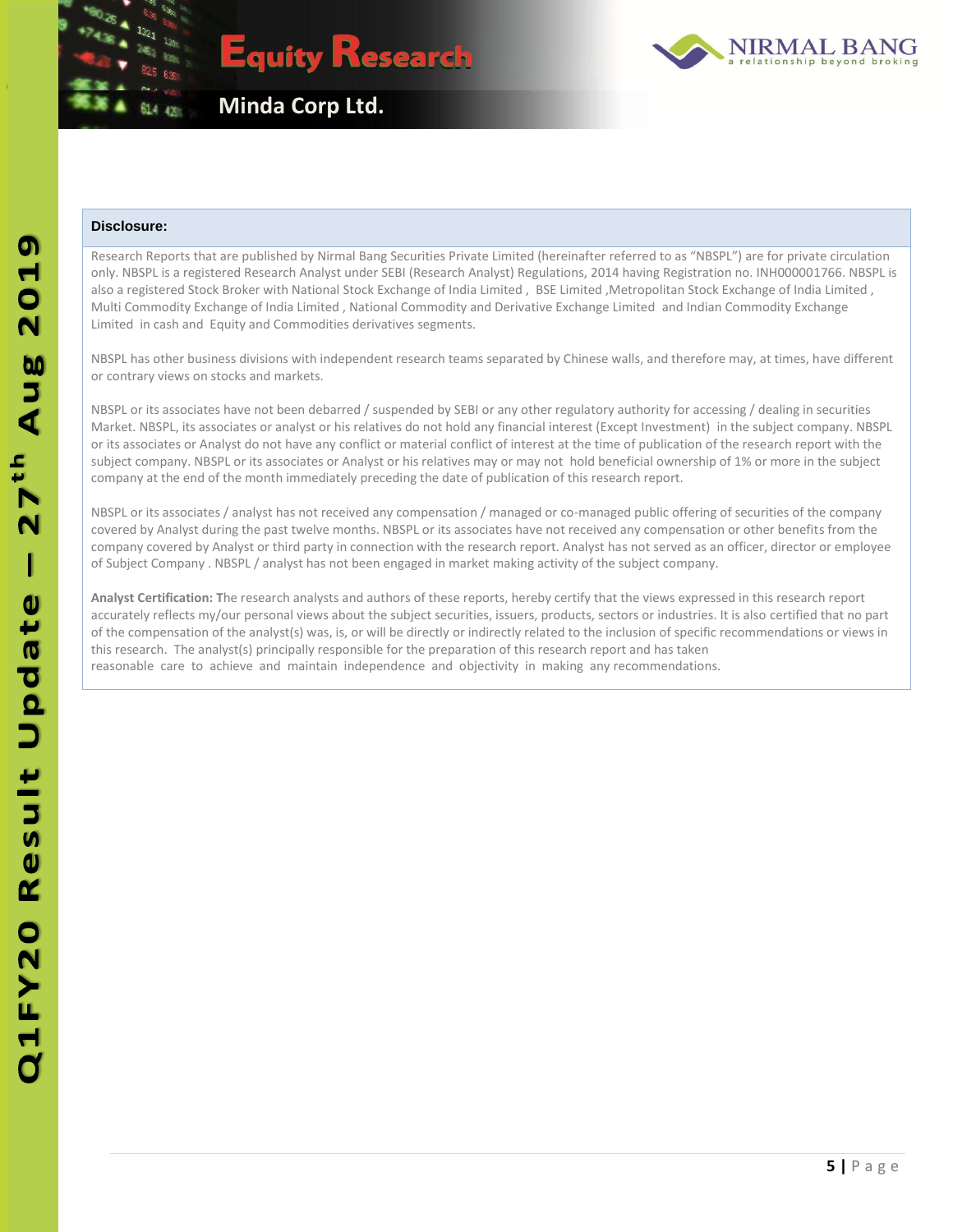## Disclosure:

Research Reports that are published by Nirmal Bang Securities Private Limited (hereinafter referred to as "NBSPL") are for private circulation only. NBSPL is a registered Research Analyst under SEBI (Research Analyst) Regulations, 2014 having Registration no. INH000001766. NBSPL is also a registered Stock Broker with National Stock Exchange of India Limited , BSE Limited ,Metropolitan Stock Exchange of India Limited , Multi Commodity Exchange of India Limited , National Commodity and Derivative Exchange Limited and Indian Commodity Exchange Limited in cash and Equity and Commodities derivatives segments.

NBSPL has other business divisions with independent research teams separated by Chinese walls, and therefore may, at times, have different or contrary views on stocks and markets.

NBSPL or its associates have not been debarred / suspended by SEBI or any other regulatory authority for accessing / dealing in securities Market. NBSPL, its associates or analyst or his relatives do not hold any financial interest (Except Investment) in the subject company. NBSPL or its associates or Analyst do not have any conflict or material conflict of interest at the time of publication of the research report with the subject company. NBSPL or its associates or Analyst or his relatives may or may not hold beneficial ownership of 1% or more in the subject company at the end of the month immediately preceding the date of publication of this research report.

NBSPL or its associates / analyst has not received any compensation / managed or co-managed public offering of securities of the company covered by Analyst during the past twelve months. NBSPL or its associates have not received any compensation or other benefits from the company covered by Analyst or third party in connection with the research report. Analyst has not served as an officer, director or employee of Subject Company . NBSPL / analyst has not been engaged in market making activity of the subject company.

**Analyst Certification: T**he research analysts and authors of these reports, hereby certify that the views expressed in this research report accurately reflects my/our personal views about the subject securities, issuers, products, sectors or industries. It is also certified that no part of the compensation of the analyst(s) was, is, or will be directly or indirectly related to the inclusion of specific recommendations or views in this research. The analyst(s) principally responsible for the preparation of this research report and has taken reasonable care to achieve and maintain independence and objectivity in making any recommendations.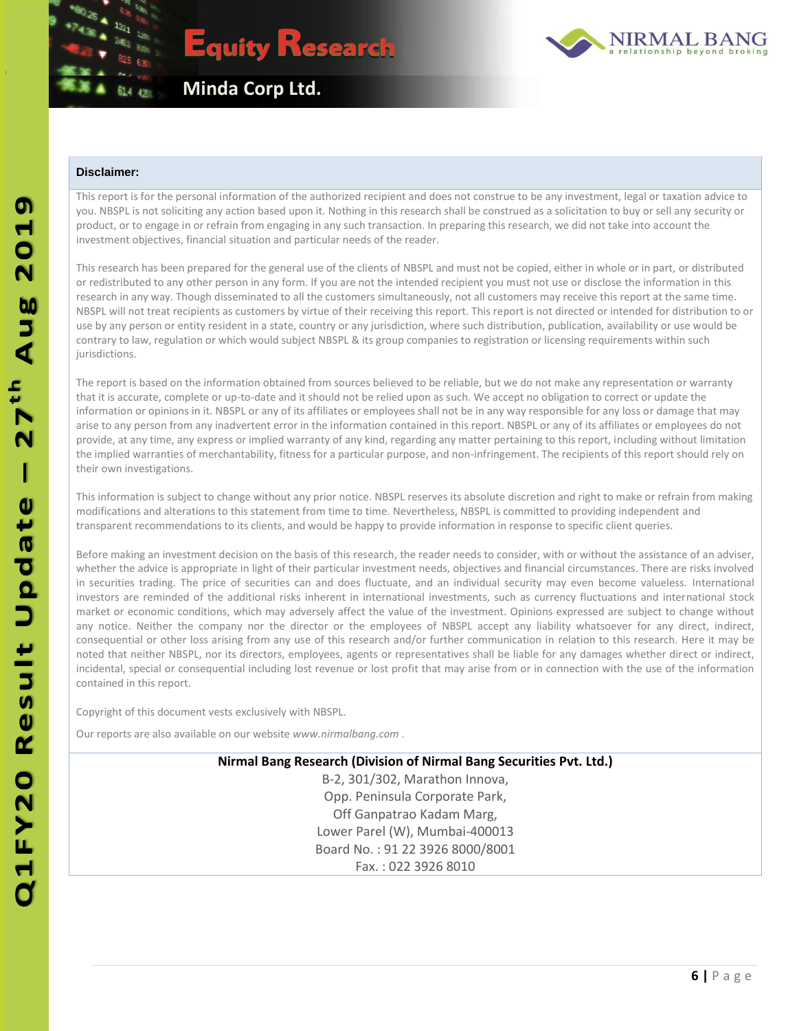**Disclaimer:**

This report is for the personal information of the authorized recipient and does not construe to be any investment, legal or taxation advice to you. NBSPL is not soliciting any action based upon it. Nothing in this research shall be construed as a solicitation to buy or sell any security or product, or to engage in or refrain from engaging in any such transaction. In preparing this research, we did not take into account the investment objectives, financial situation and particular needs of the reader.

This research has been prepared for the general use of the clients of NBSPL and must not be copied, either in whole or in part, or distributed or redistributed to any other person in any form. If you are not the intended recipient you must not use or disclose the information in this research in any way. Though disseminated to all the customers simultaneously, not all customers may receive this report at the same time. NBSPL will not treat recipients as customers by virtue of their receiving this report. This report is not directed or intended for distribution to or use by any person or entity resident in a state, country or any jurisdiction, where such distribution, publication, availability or use would be contrary to law, regulation or which would subject NBSPL & its group companies to registration or licensing requirements within such jurisdictions.

The report is based on the information obtained from sources believed to be reliable, but we do not make any representation or warranty that it is accurate, complete or up-to-date and it should not be relied upon as such. We accept no obligation to correct or update the information or opinions in it. NBSPL or any of its affiliates or employees shall not be in any way responsible for any loss or damage that may arise to any person from any inadvertent error in the information contained in this report. NBSPL or any of its affiliates or employees do not provide, at any time, any express or implied warranty of any kind, regarding any matter pertaining to this report, including without limitation the implied warranties of merchantability, fitness for a particular purpose, and non-infringement. The recipients of this report should rely on their own investigations.

This information is subject to change without any prior notice. NBSPL reserves its absolute discretion and right to make or refrain from making modifications and alterations to this statement from time to time. Nevertheless, NBSPL is committed to providing independent and transparent recommendations to its clients, and would be happy to provide information in response to specific client queries.

Before making an investment decision on the basis of this research, the reader needs to consider, with or without the assistance of an adviser, whether the advice is appropriate in light of their particular investment needs, objectives and financial circumstances. There are risks involved in securities trading. The price of securities can and does fluctuate, and an individual security may even become valueless. International investors are reminded of the additional risks inherent in international investments, such as currency fluctuations and international stock market or economic conditions, which may adversely affect the value of the investment. Opinions expressed are subject to change without any notice. Neither the company nor the director or the employees of NBSPL accept any liability whatsoever for any direct, indirect, consequential or other loss arising from any use of this research and/or further communication in relation to this research. Here it may be noted that neither NBSPL, nor its directors, employees, agents or representatives shall be liable for any damages whether direct or indirect, incidental, special or consequential including lost revenue or lost profit that may arise from or in connection with the use of the information contained in this report.

Copyright of this document vests exclusively with NBSPL.

Our reports are also available on our website *www.nirmalbang.com* .

**Nirmal Bang Research (Division of Nirmal Bang Securities Pvt. Ltd.)**
B-2, 301/302, Marathon Innova,
Opp. Peninsula Corporate Park,
Off Ganpatrao Kadam Marg,
Lower Parel (W), Mumbai-400013
Board No. : 91 22 3926 8000/8001
Fax. : 022 3926 8010